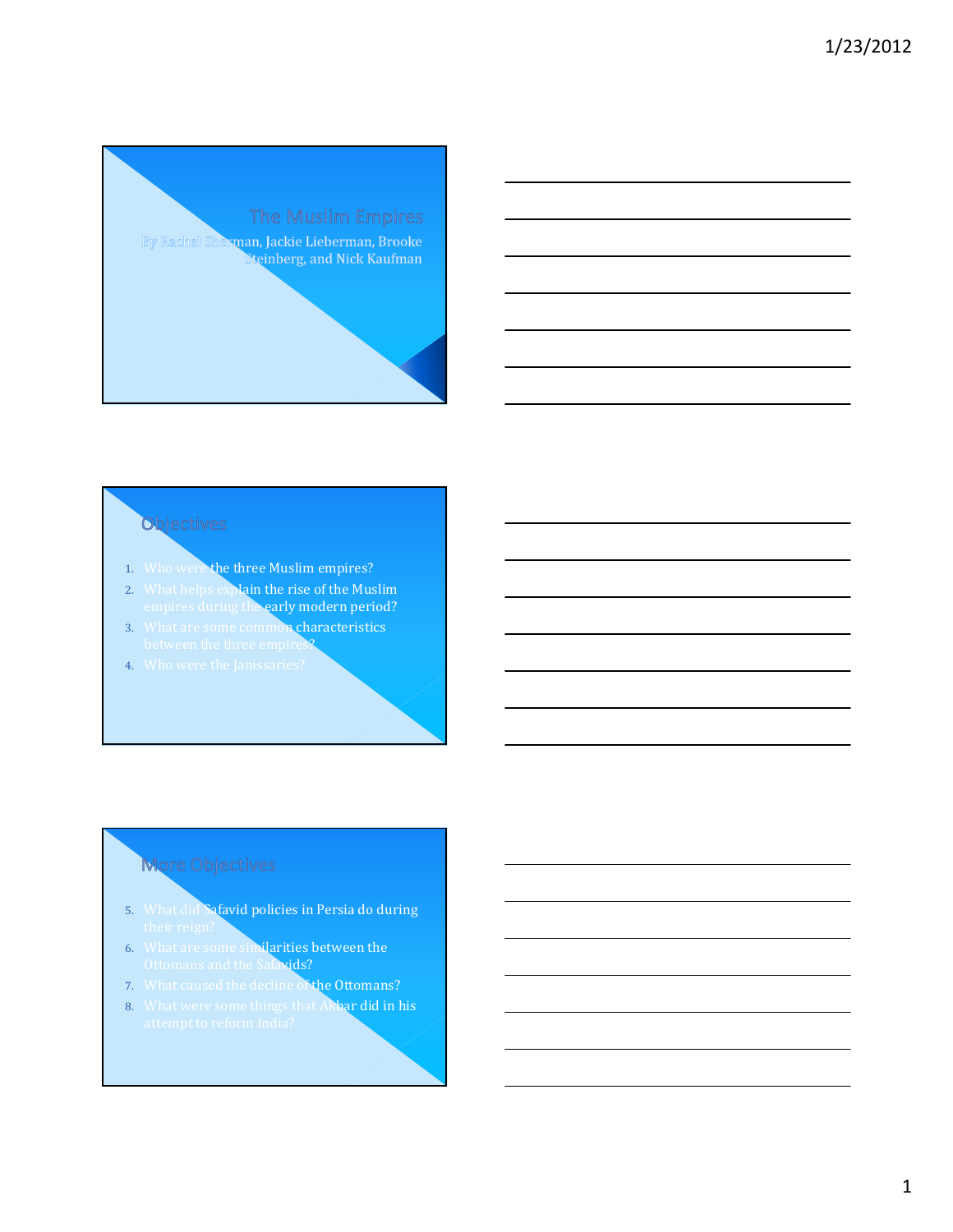# The Muslim Empires

By Rachel Sherman, Jackie Lieberman, Brooke Steinberg, and Nick Kaufman

## Objectives

1. Who were the three Muslim empires?
2. What helps explain the rise of the Muslim empires during the early modern period?
3. What are some common characteristics between the three empires?
4. Who were the Janissaries?

## More Objectives

5. What did Safavid policies in Persia do during their reign?
6. What are some similarities between the Ottomans and the Safavids?
7. What caused the decline of the Ottomans?
8. What were some things that Akbar did in his attempt to reform India?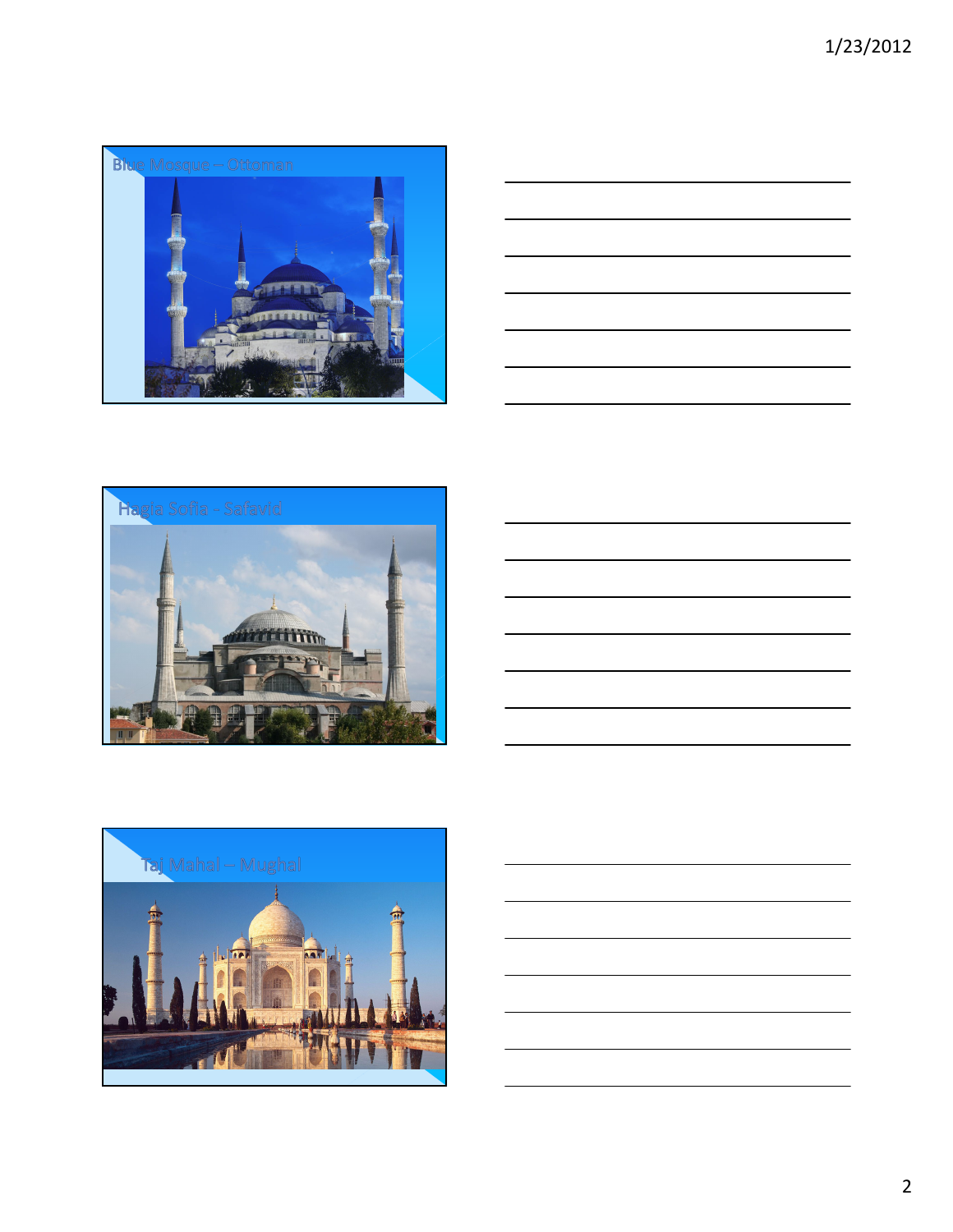Blue Mosque – Ottoman

Hagia Sofia - Safavid

Taj Mahal – Mughal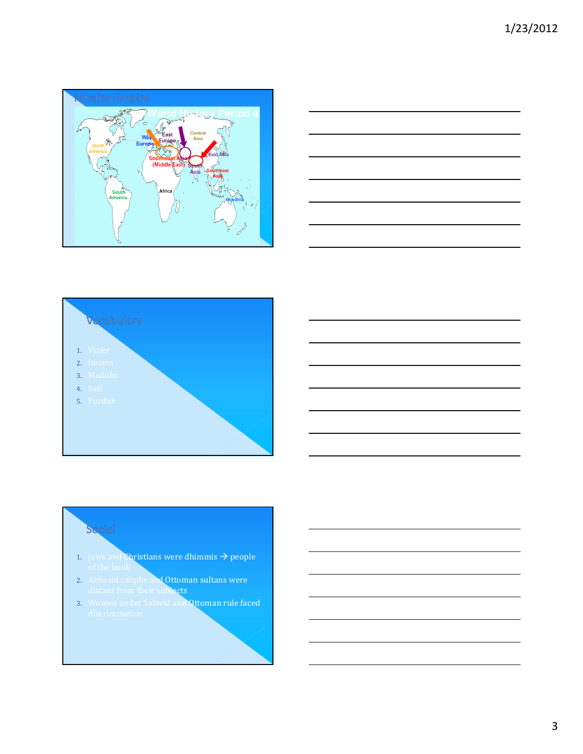## Muslim Empire

World History Period 4

North America, South America, West Europe, East Europe, Central Asia, East Asia, Southwest Asia (Middle East), South Asia, Southeast Asia, Africa, Oceania

## Vocabulary

1. Vizier
2. Imams
3. Mullahs
4. Sati
5. Purdah

## Social

1. Jews and Christians were dhimmis → people of the book
2. Abbasid caliphs and Ottoman sultans were distant from their subjects
3. Women under Safavid and Ottoman rule faced discrimination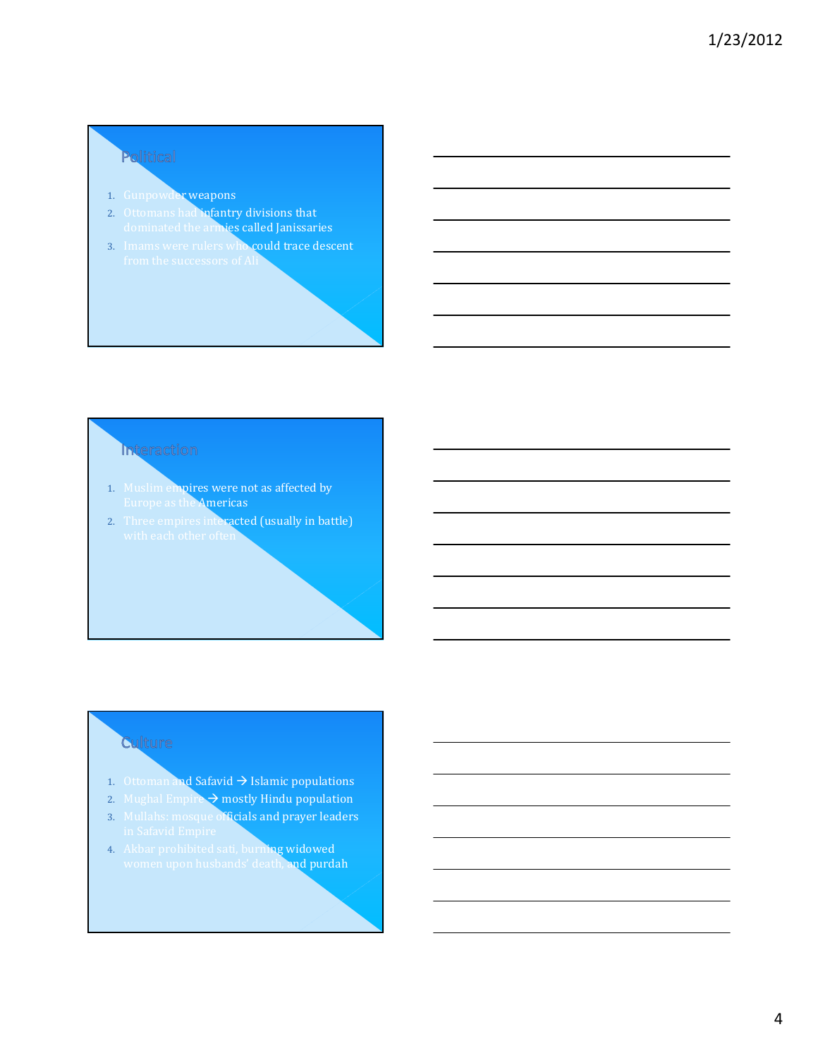## Political

1. Gunpowder weapons
2. Ottomans had infantry divisions that dominated the armies called Janissaries
3. Imams were rulers who could trace descent from the successors of Ali

## Interaction

1. Muslim empires were not as affected by Europe as the Americas
2. Three empires interacted (usually in battle) with each other often

## Culture

1. Ottoman and Safavid → Islamic populations
2. Mughal Empire → mostly Hindu population
3. Mullahs: mosque officials and prayer leaders in Safavid Empire
4. Akbar prohibited sati, burning widowed women upon husbands' death, and purdah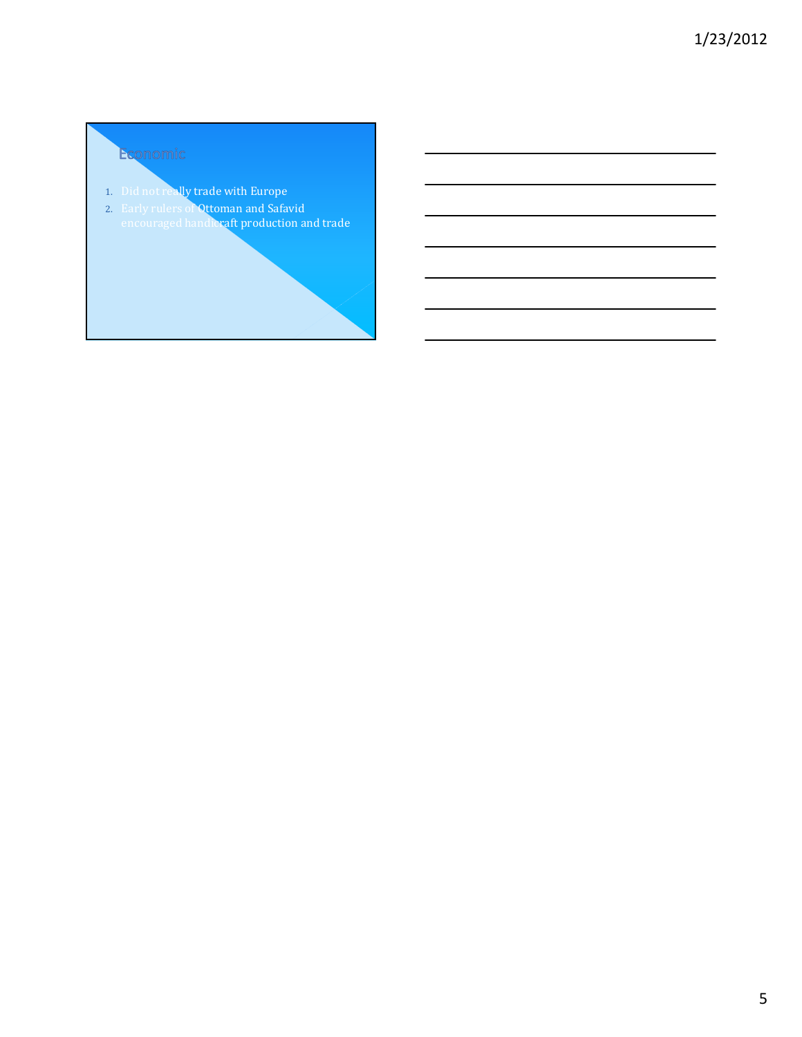## Economic

1. Did not really trade with Europe
2. Early rulers of Ottoman and Safavid encouraged handicraft production and trade